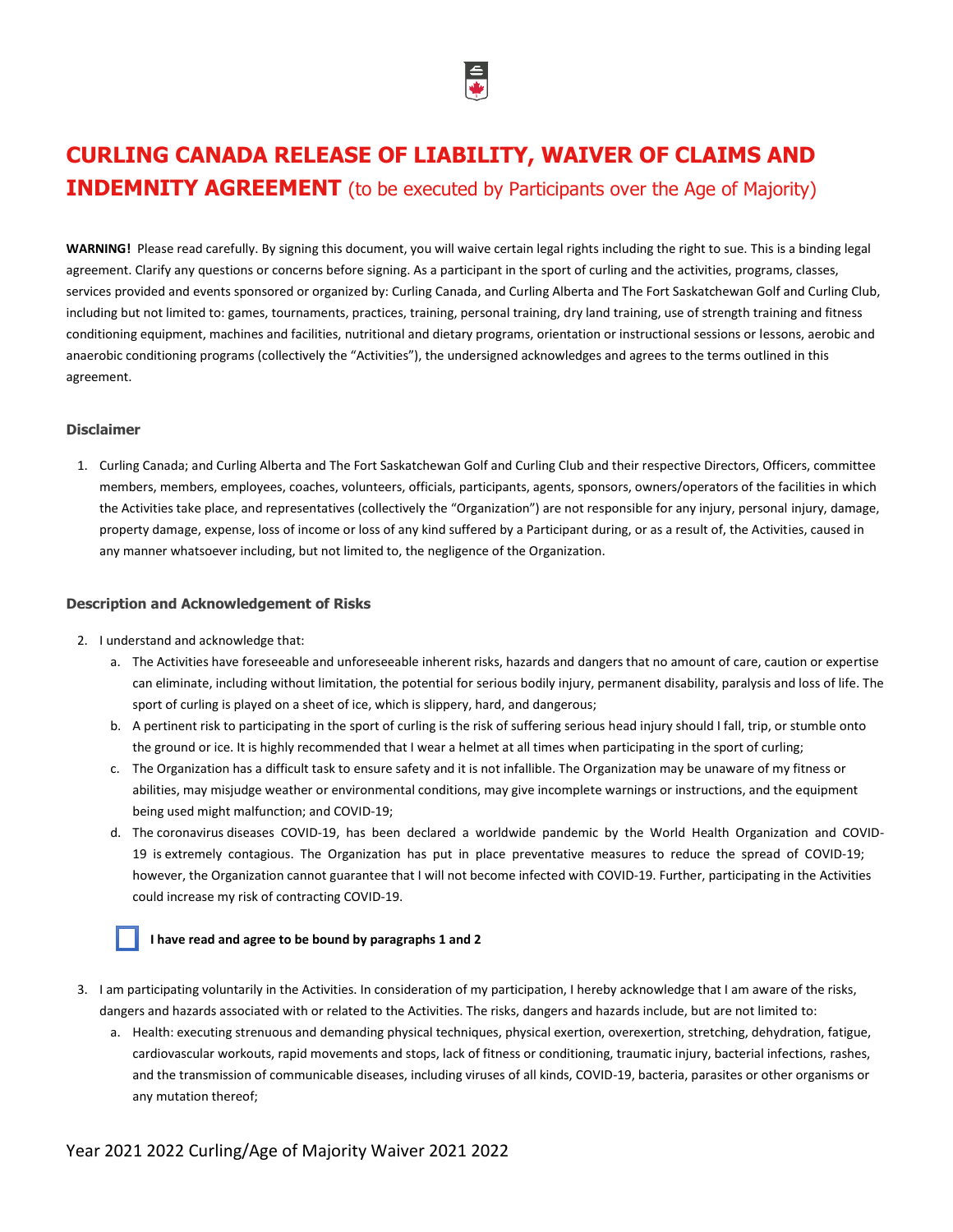# CURLING CANADA RELEASE OF LIABILITY, WAIVER OF CLAIMS AND INDEMNITY AGREEMENT (to be executed by Participants over the Age of Majority)

**WARNING!** Please read carefully. By signing this document, you will waive certain legal rights including the right to sue. This is a binding legal agreement. Clarify any questions or concerns before signing. As a participant in the sport of curling and the activities, programs, classes, services provided and events sponsored or organized by: Curling Canada, and Curling Alberta and The Fort Saskatchewan Golf and Curling Club, including but not limited to: games, tournaments, practices, training, personal training, dry land training, use of strength training and fitness conditioning equipment, machines and facilities, nutritional and dietary programs, orientation or instructional sessions or lessons, aerobic and anaerobic conditioning programs (collectively the "Activities"), the undersigned acknowledges and agrees to the terms outlined in this agreement.

### Disclaimer

1. Curling Canada; and Curling Alberta and The Fort Saskatchewan Golf and Curling Club and their respective Directors, Officers, committee members, members, employees, coaches, volunteers, officials, participants, agents, sponsors, owners/operators of the facilities in which the Activities take place, and representatives (collectively the "Organization") are not responsible for any injury, personal injury, damage, property damage, expense, loss of income or loss of any kind suffered by a Participant during, or as a result of, the Activities, caused in any manner whatsoever including, but not limited to, the negligence of the Organization.

### Description and Acknowledgement of Risks

2. I understand and acknowledge that:
   a. The Activities have foreseeable and unforeseeable inherent risks, hazards and dangers that no amount of care, caution or expertise can eliminate, including without limitation, the potential for serious bodily injury, permanent disability, paralysis and loss of life. The sport of curling is played on a sheet of ice, which is slippery, hard, and dangerous;
   b. A pertinent risk to participating in the sport of curling is the risk of suffering serious head injury should I fall, trip, or stumble onto the ground or ice. It is highly recommended that I wear a helmet at all times when participating in the sport of curling;
   c. The Organization has a difficult task to ensure safety and it is not infallible. The Organization may be unaware of my fitness or abilities, may misjudge weather or environmental conditions, may give incomplete warnings or instructions, and the equipment being used might malfunction; and COVID-19;
   d. The coronavirus diseases COVID-19, has been declared a worldwide pandemic by the World Health Organization and COVID-19 is extremely contagious. The Organization has put in place preventative measures to reduce the spread of COVID-19; however, the Organization cannot guarantee that I will not become infected with COVID-19. Further, participating in the Activities could increase my risk of contracting COVID-19.

☐ **I have read and agree to be bound by paragraphs 1 and 2**

3. I am participating voluntarily in the Activities. In consideration of my participation, I hereby acknowledge that I am aware of the risks, dangers and hazards associated with or related to the Activities. The risks, dangers and hazards include, but are not limited to:
   a. Health: executing strenuous and demanding physical techniques, physical exertion, overexertion, stretching, dehydration, fatigue, cardiovascular workouts, rapid movements and stops, lack of fitness or conditioning, traumatic injury, bacterial infections, rashes, and the transmission of communicable diseases, including viruses of all kinds, COVID-19, bacteria, parasites or other organisms or any mutation thereof;

Year 2021 2022 Curling/Age of Majority Waiver 2021 2022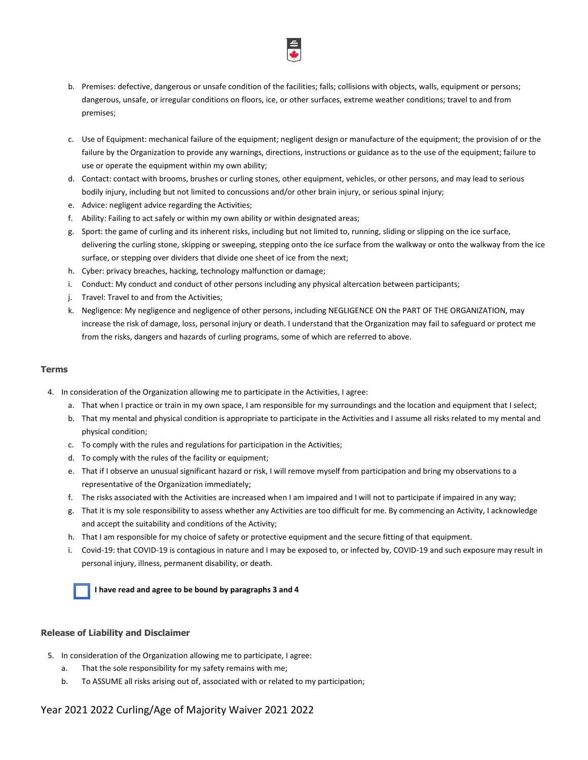b. Premises: defective, dangerous or unsafe condition of the facilities; falls; collisions with objects, walls, equipment or persons; dangerous, unsafe, or irregular conditions on floors, ice, or other surfaces, extreme weather conditions; travel to and from premises;

c. Use of Equipment: mechanical failure of the equipment; negligent design or manufacture of the equipment; the provision of or the failure by the Organization to provide any warnings, directions, instructions or guidance as to the use of the equipment; failure to use or operate the equipment within my own ability;

d. Contact: contact with brooms, brushes or curling stones, other equipment, vehicles, or other persons, and may lead to serious bodily injury, including but not limited to concussions and/or other brain injury, or serious spinal injury;

e. Advice: negligent advice regarding the Activities;

f. Ability: Failing to act safely or within my own ability or within designated areas;

g. Sport: the game of curling and its inherent risks, including but not limited to, running, sliding or slipping on the ice surface, delivering the curling stone, skipping or sweeping, stepping onto the ice surface from the walkway or onto the walkway from the ice surface, or stepping over dividers that divide one sheet of ice from the next;

h. Cyber: privacy breaches, hacking, technology malfunction or damage;

i. Conduct: My conduct and conduct of other persons including any physical altercation between participants;

j. Travel: Travel to and from the Activities;

k. Negligence: My negligence and negligence of other persons, including NEGLIGENCE ON the PART OF THE ORGANIZATION, may increase the risk of damage, loss, personal injury or death. I understand that the Organization may fail to safeguard or protect me from the risks, dangers and hazards of curling programs, some of which are referred to above.

### Terms

4. In consideration of the Organization allowing me to participate in the Activities, I agree:
   a. That when I practice or train in my own space, I am responsible for my surroundings and the location and equipment that I select;
   b. That my mental and physical condition is appropriate to participate in the Activities and I assume all risks related to my mental and physical condition;
   c. To comply with the rules and regulations for participation in the Activities;
   d. To comply with the rules of the facility or equipment;
   e. That if I observe an unusual significant hazard or risk, I will remove myself from participation and bring my observations to a representative of the Organization immediately;
   f. The risks associated with the Activities are increased when I am impaired and I will not to participate if impaired in any way;
   g. That it is my sole responsibility to assess whether any Activities are too difficult for me. By commencing an Activity, I acknowledge and accept the suitability and conditions of the Activity;
   h. That I am responsible for my choice of safety or protective equipment and the secure fitting of that equipment.
   i. Covid-19: that COVID-19 is contagious in nature and I may be exposed to, or infected by, COVID-19 and such exposure may result in personal injury, illness, permanent disability, or death.

☐ **I have read and agree to be bound by paragraphs 3 and 4**

### Release of Liability and Disclaimer

5. In consideration of the Organization allowing me to participate, I agree:
   a. That the sole responsibility for my safety remains with me;
   b. To ASSUME all risks arising out of, associated with or related to my participation;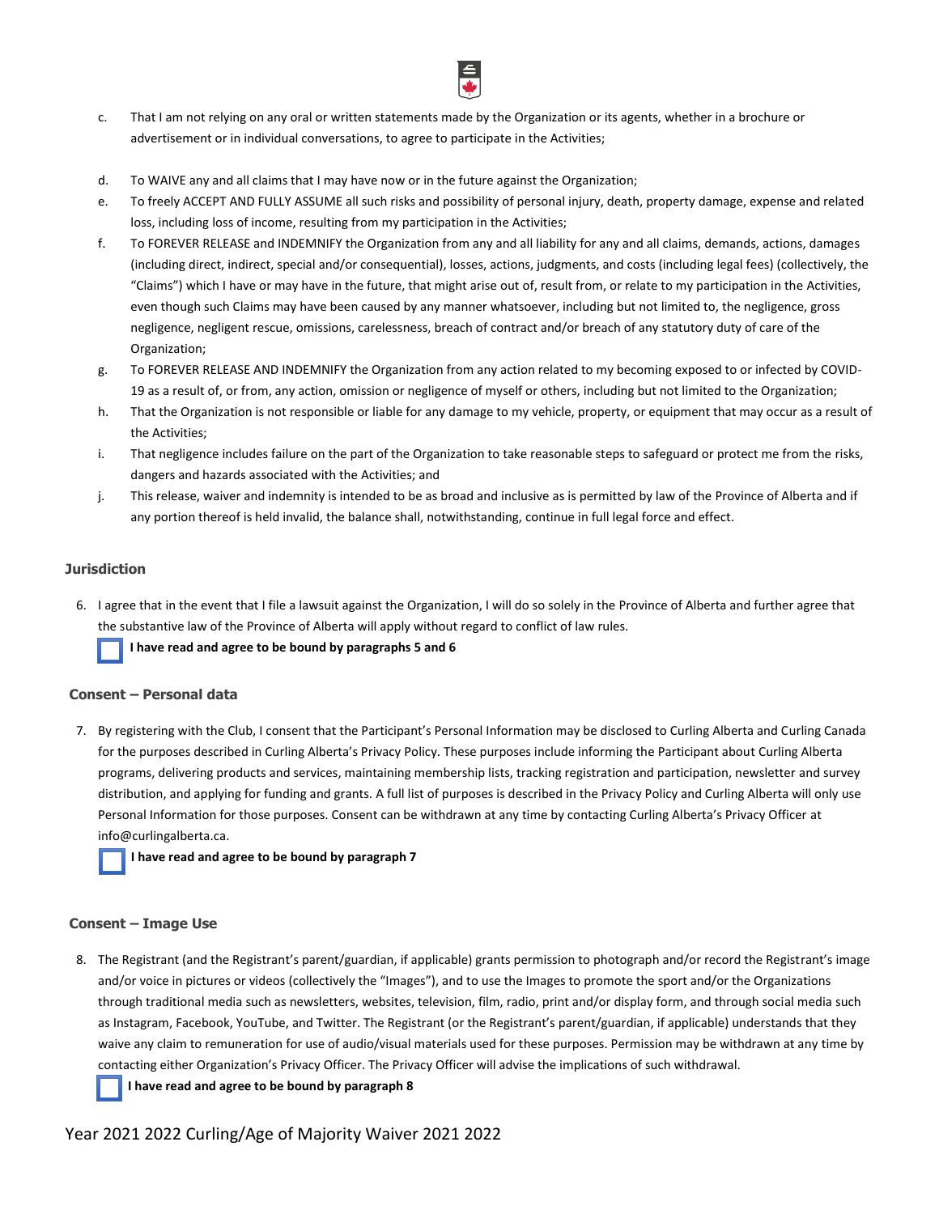c. That I am not relying on any oral or written statements made by the Organization or its agents, whether in a brochure or advertisement or in individual conversations, to agree to participate in the Activities;

d. To WAIVE any and all claims that I may have now or in the future against the Organization;

e. To freely ACCEPT AND FULLY ASSUME all such risks and possibility of personal injury, death, property damage, expense and related loss, including loss of income, resulting from my participation in the Activities;

f. To FOREVER RELEASE and INDEMNIFY the Organization from any and all liability for any and all claims, demands, actions, damages (including direct, indirect, special and/or consequential), losses, actions, judgments, and costs (including legal fees) (collectively, the "Claims") which I have or may have in the future, that might arise out of, result from, or relate to my participation in the Activities, even though such Claims may have been caused by any manner whatsoever, including but not limited to, the negligence, gross negligence, negligent rescue, omissions, carelessness, breach of contract and/or breach of any statutory duty of care of the Organization;

g. To FOREVER RELEASE AND INDEMNIFY the Organization from any action related to my becoming exposed to or infected by COVID-19 as a result of, or from, any action, omission or negligence of myself or others, including but not limited to the Organization;

h. That the Organization is not responsible or liable for any damage to my vehicle, property, or equipment that may occur as a result of the Activities;

i. That negligence includes failure on the part of the Organization to take reasonable steps to safeguard or protect me from the risks, dangers and hazards associated with the Activities; and

j. This release, waiver and indemnity is intended to be as broad and inclusive as is permitted by law of the Province of Alberta and if any portion thereof is held invalid, the balance shall, notwithstanding, continue in full legal force and effect.

### Jurisdiction

6. I agree that in the event that I file a lawsuit against the Organization, I will do so solely in the Province of Alberta and further agree that the substantive law of the Province of Alberta will apply without regard to conflict of law rules.

☐ **I have read and agree to be bound by paragraphs 5 and 6**

### Consent – Personal data

7. By registering with the Club, I consent that the Participant's Personal Information may be disclosed to Curling Alberta and Curling Canada for the purposes described in Curling Alberta's Privacy Policy. These purposes include informing the Participant about Curling Alberta programs, delivering products and services, maintaining membership lists, tracking registration and participation, newsletter and survey distribution, and applying for funding and grants. A full list of purposes is described in the Privacy Policy and Curling Alberta will only use Personal Information for those purposes. Consent can be withdrawn at any time by contacting Curling Alberta's Privacy Officer at info@curlingalberta.ca.

☐ **I have read and agree to be bound by paragraph 7**

### Consent – Image Use

8. The Registrant (and the Registrant's parent/guardian, if applicable) grants permission to photograph and/or record the Registrant's image and/or voice in pictures or videos (collectively the "Images"), and to use the Images to promote the sport and/or the Organizations through traditional media such as newsletters, websites, television, film, radio, print and/or display form, and through social media such as Instagram, Facebook, YouTube, and Twitter. The Registrant (or the Registrant's parent/guardian, if applicable) understands that they waive any claim to remuneration for use of audio/visual materials used for these purposes. Permission may be withdrawn at any time by contacting either Organization's Privacy Officer. The Privacy Officer will advise the implications of such withdrawal.

☐ **I have read and agree to be bound by paragraph 8**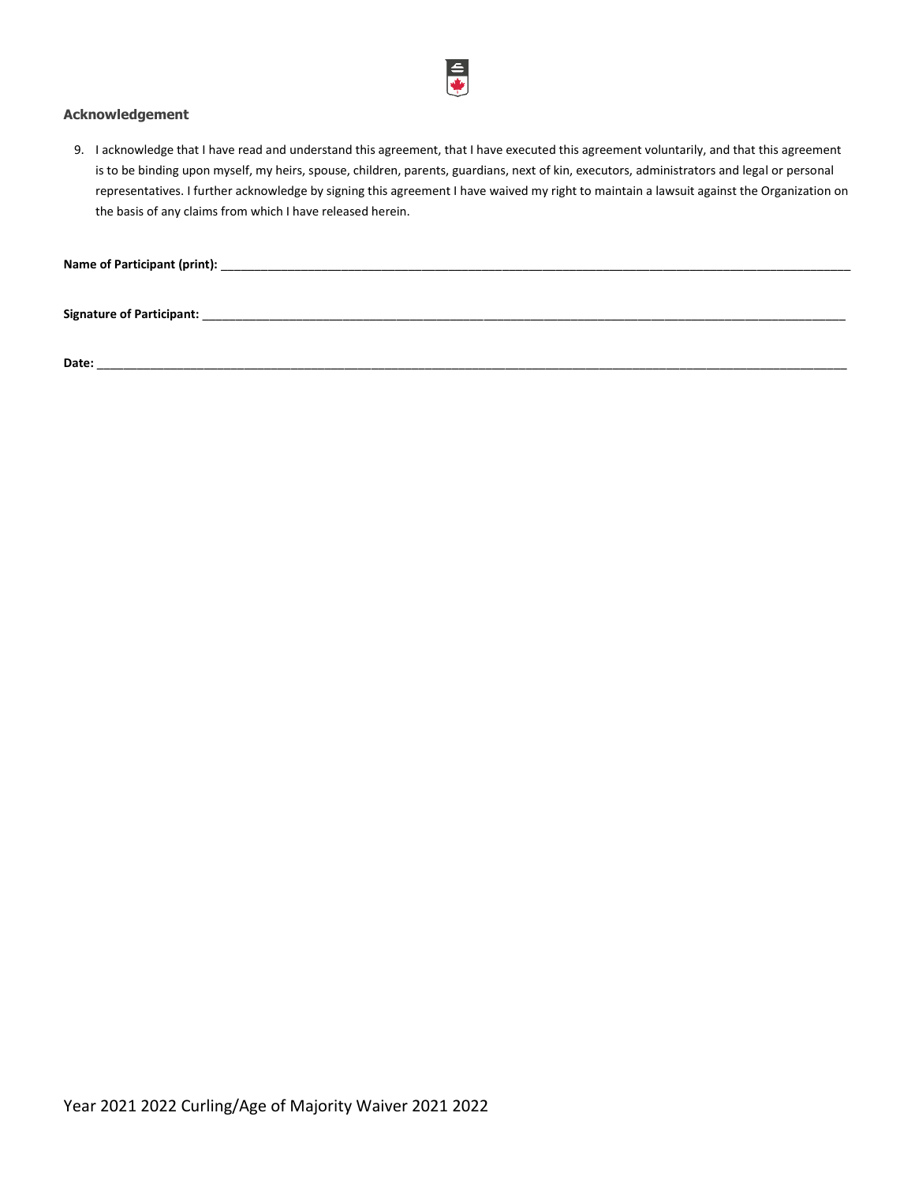### Acknowledgement

9. I acknowledge that I have read and understand this agreement, that I have executed this agreement voluntarily, and that this agreement is to be binding upon myself, my heirs, spouse, children, parents, guardians, next of kin, executors, administrators and legal or personal representatives. I further acknowledge by signing this agreement I have waived my right to maintain a lawsuit against the Organization on the basis of any claims from which I have released herein.

**Name of Participant (print):** ___________________________________________

**Signature of Participant:** ___________________________________________

**Date:** ___________________________________________